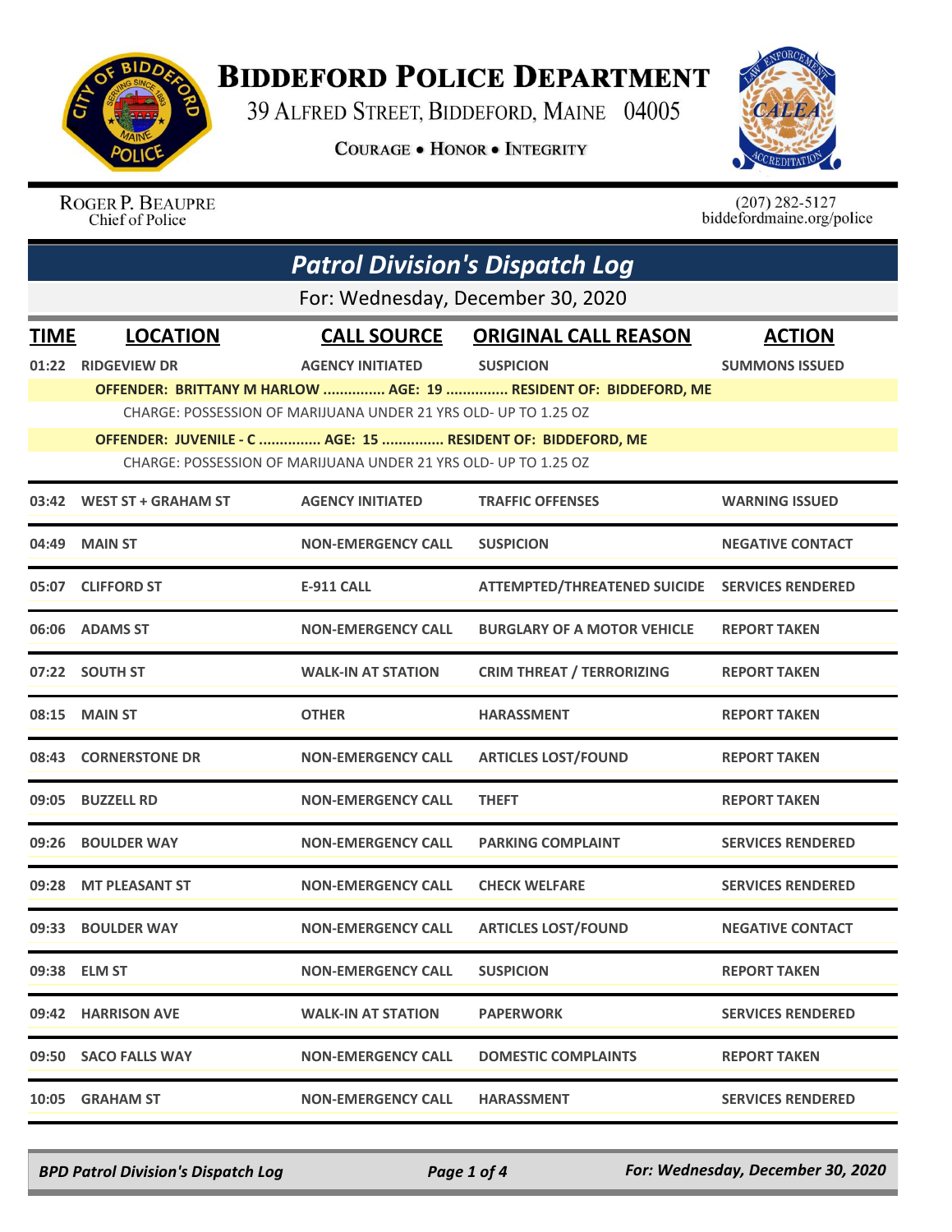# Biddeford Police Department

39 Alfred Street, Biddeford, Maine 04005

Courage • Honor • Integrity

Roger P. Beaupre
Chief of Police

(207) 282-5127
biddefordmaine.org/police

## Patrol Division's Dispatch Log

For: Wednesday, December 30, 2020

| TIME | LOCATION | CALL SOURCE | ORIGINAL CALL REASON | ACTION |
|---|---|---|---|---|
| 01:22 | RIDGEVIEW DR | AGENCY INITIATED | SUSPICION | SUMMONS ISSUED |
| | OFFENDER: BRITTANY M HARLOW ............... AGE: 19 ............... RESIDENT OF: BIDDEFORD, ME | | | |
| | CHARGE: POSSESSION OF MARIJUANA UNDER 21 YRS OLD- UP TO 1.25 OZ | | | |
| | OFFENDER: JUVENILE - C ............... AGE: 15 ............... RESIDENT OF: BIDDEFORD, ME | | | |
| | CHARGE: POSSESSION OF MARIJUANA UNDER 21 YRS OLD- UP TO 1.25 OZ | | | |
| 03:42 | WEST ST + GRAHAM ST | AGENCY INITIATED | TRAFFIC OFFENSES | WARNING ISSUED |
| 04:49 | MAIN ST | NON-EMERGENCY CALL | SUSPICION | NEGATIVE CONTACT |
| 05:07 | CLIFFORD ST | E-911 CALL | ATTEMPTED/THREATENED SUICIDE | SERVICES RENDERED |
| 06:06 | ADAMS ST | NON-EMERGENCY CALL | BURGLARY OF A MOTOR VEHICLE | REPORT TAKEN |
| 07:22 | SOUTH ST | WALK-IN AT STATION | CRIM THREAT / TERRORIZING | REPORT TAKEN |
| 08:15 | MAIN ST | OTHER | HARASSMENT | REPORT TAKEN |
| 08:43 | CORNERSTONE DR | NON-EMERGENCY CALL | ARTICLES LOST/FOUND | REPORT TAKEN |
| 09:05 | BUZZELL RD | NON-EMERGENCY CALL | THEFT | REPORT TAKEN |
| 09:26 | BOULDER WAY | NON-EMERGENCY CALL | PARKING COMPLAINT | SERVICES RENDERED |
| 09:28 | MT PLEASANT ST | NON-EMERGENCY CALL | CHECK WELFARE | SERVICES RENDERED |
| 09:33 | BOULDER WAY | NON-EMERGENCY CALL | ARTICLES LOST/FOUND | NEGATIVE CONTACT |
| 09:38 | ELM ST | NON-EMERGENCY CALL | SUSPICION | REPORT TAKEN |
| 09:42 | HARRISON AVE | WALK-IN AT STATION | PAPERWORK | SERVICES RENDERED |
| 09:50 | SACO FALLS WAY | NON-EMERGENCY CALL | DOMESTIC COMPLAINTS | REPORT TAKEN |
| 10:05 | GRAHAM ST | NON-EMERGENCY CALL | HARASSMENT | SERVICES RENDERED |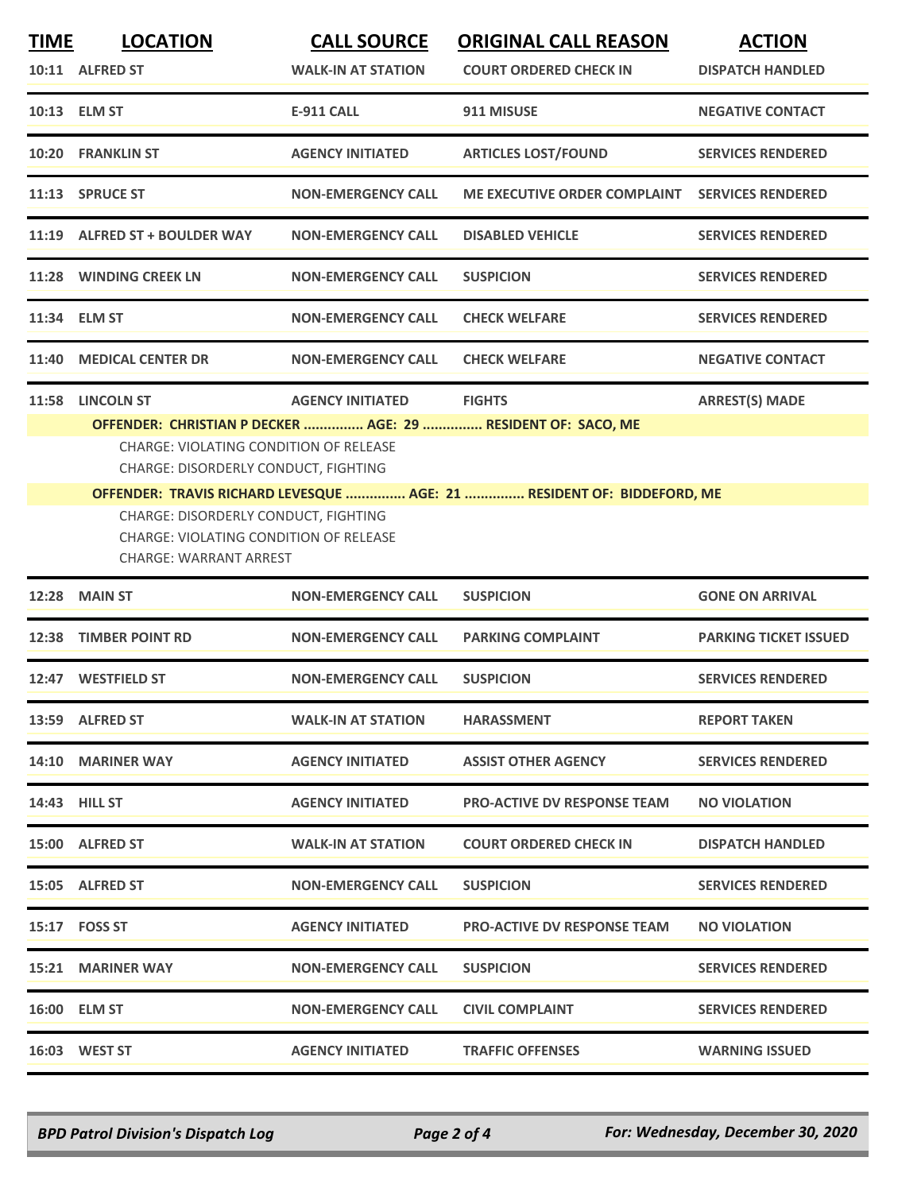| TIME | LOCATION | CALL SOURCE | ORIGINAL CALL REASON | ACTION |
|---|---|---|---|---|
| 10:11 | ALFRED ST | WALK-IN AT STATION | COURT ORDERED CHECK IN | DISPATCH HANDLED |
| 10:13 | ELM ST | E-911 CALL | 911 MISUSE | NEGATIVE CONTACT |
| 10:20 | FRANKLIN ST | AGENCY INITIATED | ARTICLES LOST/FOUND | SERVICES RENDERED |
| 11:13 | SPRUCE ST | NON-EMERGENCY CALL | ME EXECUTIVE ORDER COMPLAINT | SERVICES RENDERED |
| 11:19 | ALFRED ST + BOULDER WAY | NON-EMERGENCY CALL | DISABLED VEHICLE | SERVICES RENDERED |
| 11:28 | WINDING CREEK LN | NON-EMERGENCY CALL | SUSPICION | SERVICES RENDERED |
| 11:34 | ELM ST | NON-EMERGENCY CALL | CHECK WELFARE | SERVICES RENDERED |
| 11:40 | MEDICAL CENTER DR | NON-EMERGENCY CALL | CHECK WELFARE | NEGATIVE CONTACT |
| 11:58 | LINCOLN ST | AGENCY INITIATED | FIGHTS | ARREST(S) MADE |

**OFFENDER: CHRISTIAN P DECKER ............... AGE: 29 ............... RESIDENT OF: SACO, ME**

CHARGE: VIOLATING CONDITION OF RELEASE
CHARGE: DISORDERLY CONDUCT, FIGHTING

**OFFENDER: TRAVIS RICHARD LEVESQUE ............... AGE: 21 ............... RESIDENT OF: BIDDEFORD, ME**

CHARGE: DISORDERLY CONDUCT, FIGHTING
CHARGE: VIOLATING CONDITION OF RELEASE
CHARGE: WARRANT ARREST

| TIME | LOCATION | CALL SOURCE | ORIGINAL CALL REASON | ACTION |
|---|---|---|---|---|
| 12:28 | MAIN ST | NON-EMERGENCY CALL | SUSPICION | GONE ON ARRIVAL |
| 12:38 | TIMBER POINT RD | NON-EMERGENCY CALL | PARKING COMPLAINT | PARKING TICKET ISSUED |
| 12:47 | WESTFIELD ST | NON-EMERGENCY CALL | SUSPICION | SERVICES RENDERED |
| 13:59 | ALFRED ST | WALK-IN AT STATION | HARASSMENT | REPORT TAKEN |
| 14:10 | MARINER WAY | AGENCY INITIATED | ASSIST OTHER AGENCY | SERVICES RENDERED |
| 14:43 | HILL ST | AGENCY INITIATED | PRO-ACTIVE DV RESPONSE TEAM | NO VIOLATION |
| 15:00 | ALFRED ST | WALK-IN AT STATION | COURT ORDERED CHECK IN | DISPATCH HANDLED |
| 15:05 | ALFRED ST | NON-EMERGENCY CALL | SUSPICION | SERVICES RENDERED |
| 15:17 | FOSS ST | AGENCY INITIATED | PRO-ACTIVE DV RESPONSE TEAM | NO VIOLATION |
| 15:21 | MARINER WAY | NON-EMERGENCY CALL | SUSPICION | SERVICES RENDERED |
| 16:00 | ELM ST | NON-EMERGENCY CALL | CIVIL COMPLAINT | SERVICES RENDERED |
| 16:03 | WEST ST | AGENCY INITIATED | TRAFFIC OFFENSES | WARNING ISSUED |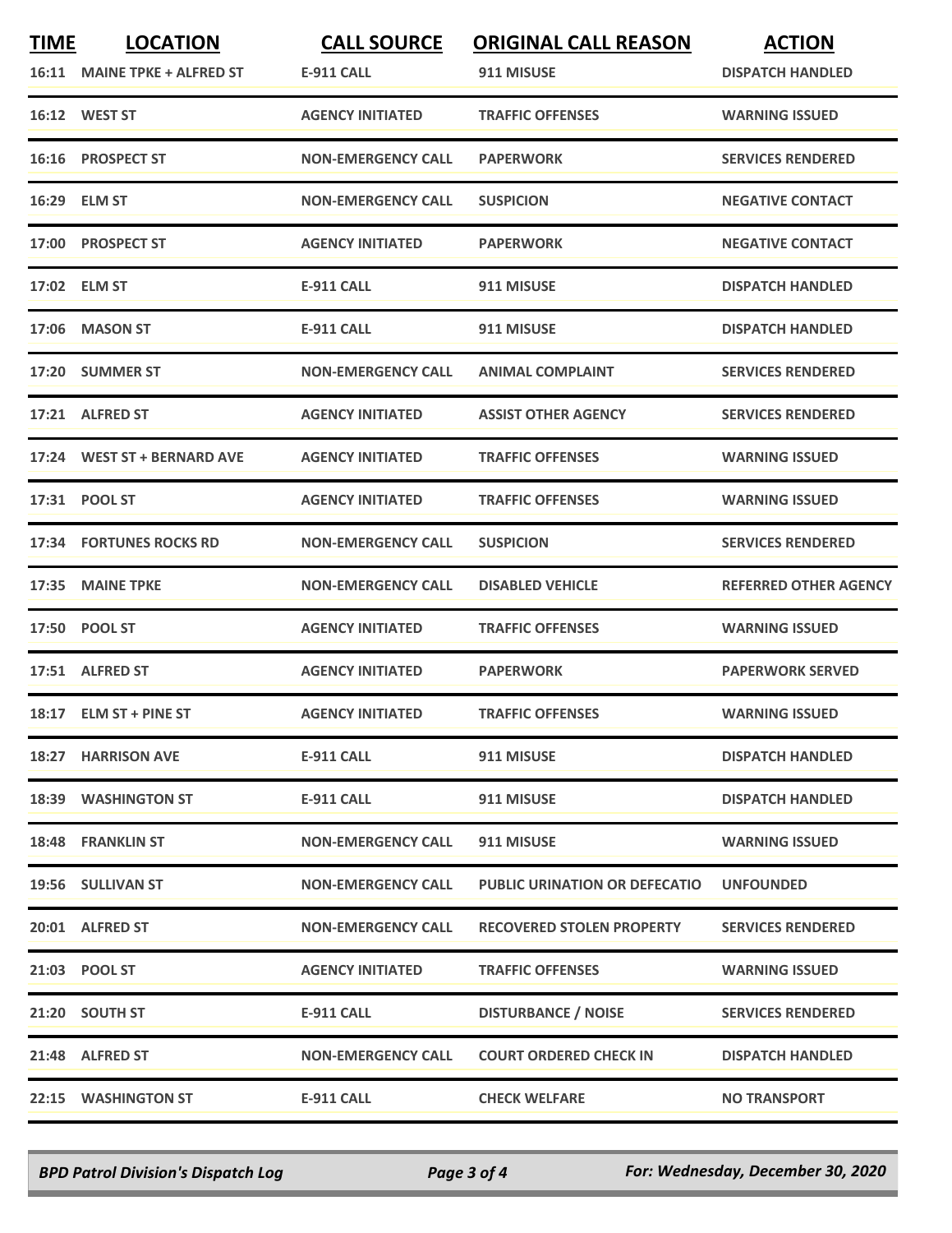| TIME | LOCATION | CALL SOURCE | ORIGINAL CALL REASON | ACTION |
|---|---|---|---|---|
| 16:11 | MAINE TPKE + ALFRED ST | E-911 CALL | 911 MISUSE | DISPATCH HANDLED |
| 16:12 | WEST ST | AGENCY INITIATED | TRAFFIC OFFENSES | WARNING ISSUED |
| 16:16 | PROSPECT ST | NON-EMERGENCY CALL | PAPERWORK | SERVICES RENDERED |
| 16:29 | ELM ST | NON-EMERGENCY CALL | SUSPICION | NEGATIVE CONTACT |
| 17:00 | PROSPECT ST | AGENCY INITIATED | PAPERWORK | NEGATIVE CONTACT |
| 17:02 | ELM ST | E-911 CALL | 911 MISUSE | DISPATCH HANDLED |
| 17:06 | MASON ST | E-911 CALL | 911 MISUSE | DISPATCH HANDLED |
| 17:20 | SUMMER ST | NON-EMERGENCY CALL | ANIMAL COMPLAINT | SERVICES RENDERED |
| 17:21 | ALFRED ST | AGENCY INITIATED | ASSIST OTHER AGENCY | SERVICES RENDERED |
| 17:24 | WEST ST + BERNARD AVE | AGENCY INITIATED | TRAFFIC OFFENSES | WARNING ISSUED |
| 17:31 | POOL ST | AGENCY INITIATED | TRAFFIC OFFENSES | WARNING ISSUED |
| 17:34 | FORTUNES ROCKS RD | NON-EMERGENCY CALL | SUSPICION | SERVICES RENDERED |
| 17:35 | MAINE TPKE | NON-EMERGENCY CALL | DISABLED VEHICLE | REFERRED OTHER AGENCY |
| 17:50 | POOL ST | AGENCY INITIATED | TRAFFIC OFFENSES | WARNING ISSUED |
| 17:51 | ALFRED ST | AGENCY INITIATED | PAPERWORK | PAPERWORK SERVED |
| 18:17 | ELM ST + PINE ST | AGENCY INITIATED | TRAFFIC OFFENSES | WARNING ISSUED |
| 18:27 | HARRISON AVE | E-911 CALL | 911 MISUSE | DISPATCH HANDLED |
| 18:39 | WASHINGTON ST | E-911 CALL | 911 MISUSE | DISPATCH HANDLED |
| 18:48 | FRANKLIN ST | NON-EMERGENCY CALL | 911 MISUSE | WARNING ISSUED |
| 19:56 | SULLIVAN ST | NON-EMERGENCY CALL | PUBLIC URINATION OR DEFECATIO | UNFOUNDED |
| 20:01 | ALFRED ST | NON-EMERGENCY CALL | RECOVERED STOLEN PROPERTY | SERVICES RENDERED |
| 21:03 | POOL ST | AGENCY INITIATED | TRAFFIC OFFENSES | WARNING ISSUED |
| 21:20 | SOUTH ST | E-911 CALL | DISTURBANCE / NOISE | SERVICES RENDERED |
| 21:48 | ALFRED ST | NON-EMERGENCY CALL | COURT ORDERED CHECK IN | DISPATCH HANDLED |
| 22:15 | WASHINGTON ST | E-911 CALL | CHECK WELFARE | NO TRANSPORT |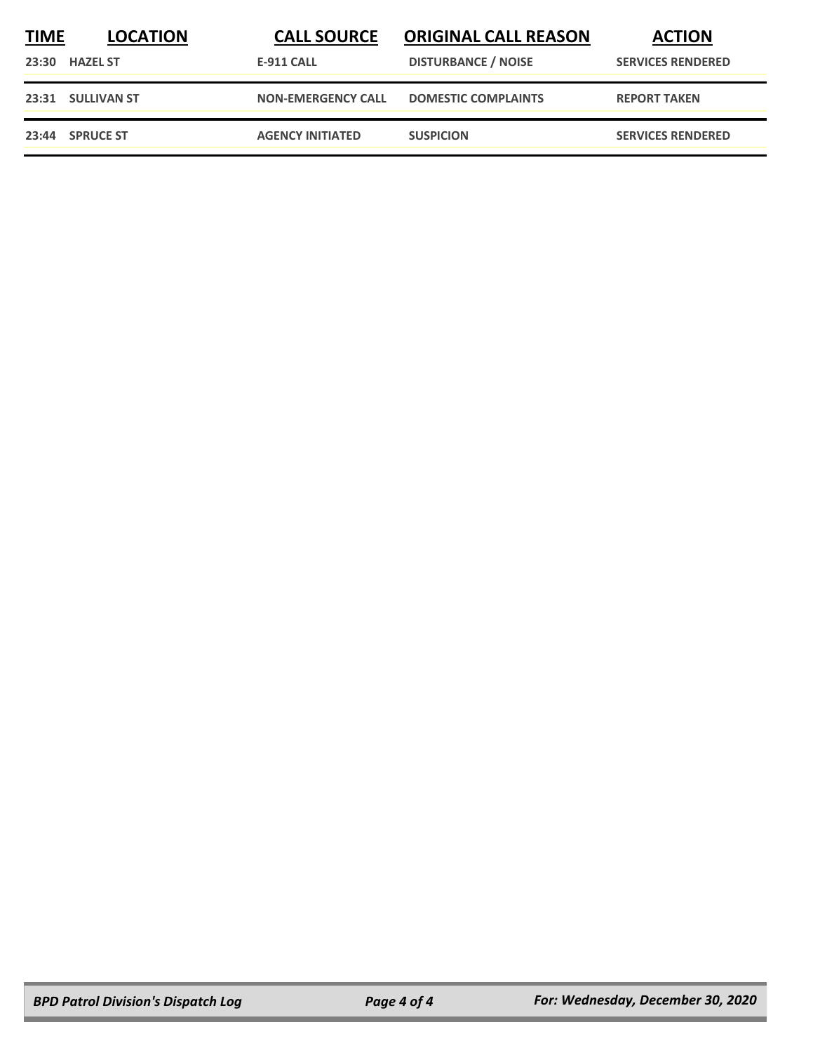| TIME | LOCATION | CALL SOURCE | ORIGINAL CALL REASON | ACTION |
|---|---|---|---|---|
| 23:30 | HAZEL ST | E-911 CALL | DISTURBANCE / NOISE | SERVICES RENDERED |
| 23:31 | SULLIVAN ST | NON-EMERGENCY CALL | DOMESTIC COMPLAINTS | REPORT TAKEN |
| 23:44 | SPRUCE ST | AGENCY INITIATED | SUSPICION | SERVICES RENDERED |